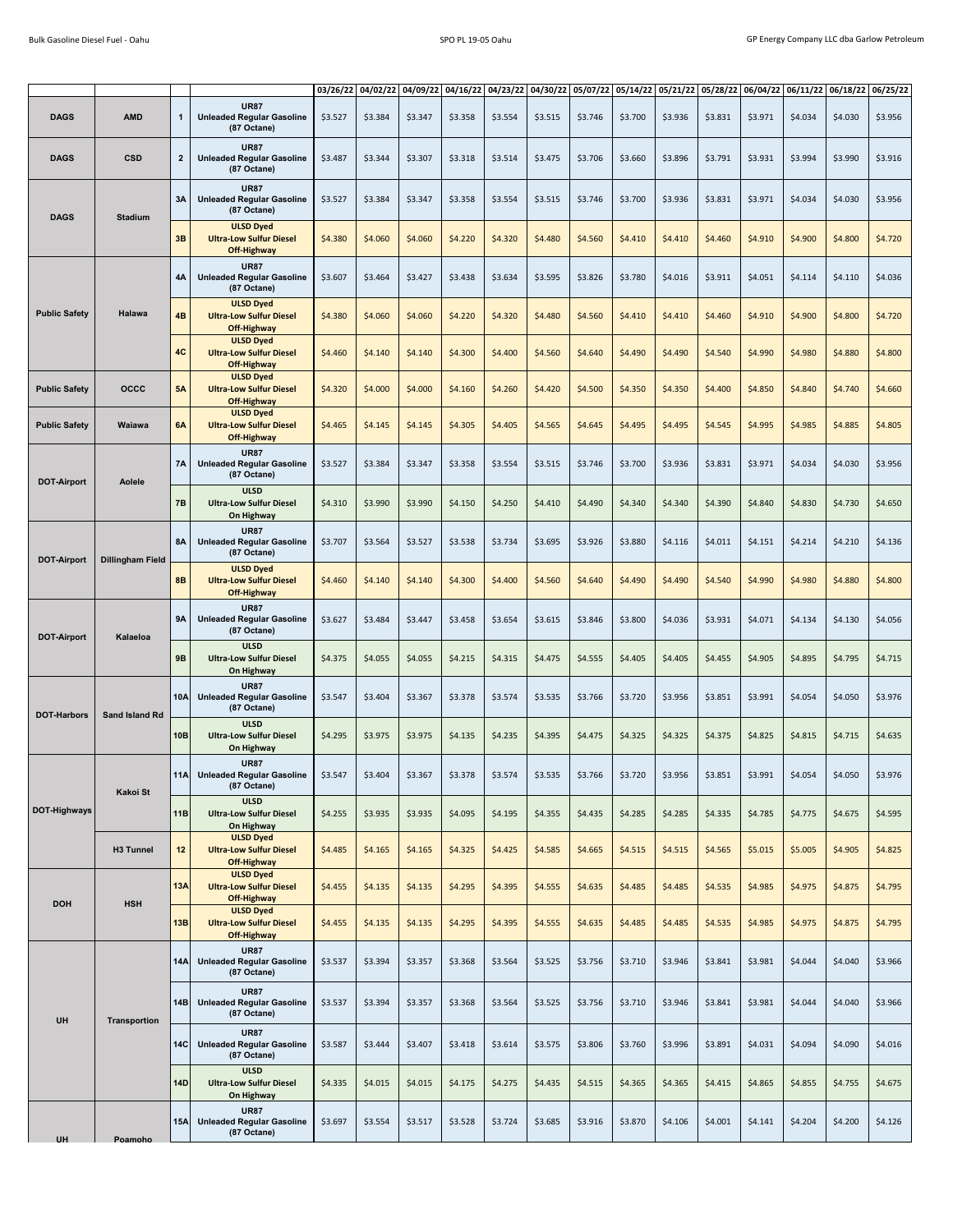| | | | | 03/26/22 | 04/02/22 | 04/09/22 | 04/16/22 | 04/23/22 | 04/30/22 | 05/07/22 | 05/14/22 | 05/21/22 | 05/28/22 | 06/04/22 | 06/11/22 | 06/18/22 | 06/25/22 |
|---|---|---|---|---|---|---|---|---|---|---|---|---|---|---|---|---|---|
| **DAGS** | **AMD** | **1** | **UR87 Unleaded Regular Gasoline (87 Octane)** | $3.527 | $3.384 | $3.347 | $3.358 | $3.554 | $3.515 | $3.746 | $3.700 | $3.936 | $3.831 | $3.971 | $4.034 | $4.030 | $3.956 |
| **DAGS** | **CSD** | **2** | **UR87 Unleaded Regular Gasoline (87 Octane)** | $3.487 | $3.344 | $3.307 | $3.318 | $3.514 | $3.475 | $3.706 | $3.660 | $3.896 | $3.791 | $3.931 | $3.994 | $3.990 | $3.916 |
| **DAGS** | **Stadium** | **3A** | **UR87 Unleaded Regular Gasoline (87 Octane)** | $3.527 | $3.384 | $3.347 | $3.358 | $3.554 | $3.515 | $3.746 | $3.700 | $3.936 | $3.831 | $3.971 | $4.034 | $4.030 | $3.956 |
| | | **3B** | **ULSD Dyed Ultra-Low Sulfur Diesel Off-Highway** | $4.380 | $4.060 | $4.060 | $4.220 | $4.320 | $4.480 | $4.560 | $4.410 | $4.410 | $4.460 | $4.910 | $4.900 | $4.800 | $4.720 |
| **Public Safety** | **Halawa** | **4A** | **UR87 Unleaded Regular Gasoline (87 Octane)** | $3.607 | $3.464 | $3.427 | $3.438 | $3.634 | $3.595 | $3.826 | $3.780 | $4.016 | $3.911 | $4.051 | $4.114 | $4.110 | $4.036 |
| | | **4B** | **ULSD Dyed Ultra-Low Sulfur Diesel Off-Highway** | $4.380 | $4.060 | $4.060 | $4.220 | $4.320 | $4.480 | $4.560 | $4.410 | $4.410 | $4.460 | $4.910 | $4.900 | $4.800 | $4.720 |
| | | **4C** | **ULSD Dyed Ultra-Low Sulfur Diesel Off-Highway** | $4.460 | $4.140 | $4.140 | $4.300 | $4.400 | $4.560 | $4.640 | $4.490 | $4.490 | $4.540 | $4.990 | $4.980 | $4.880 | $4.800 |
| **Public Safety** | **OCCC** | **5A** | **ULSD Dyed Ultra-Low Sulfur Diesel Off-Highway** | $4.320 | $4.000 | $4.000 | $4.160 | $4.260 | $4.420 | $4.500 | $4.350 | $4.350 | $4.400 | $4.850 | $4.840 | $4.740 | $4.660 |
| **Public Safety** | **Waiawa** | **6A** | **ULSD Dyed Ultra-Low Sulfur Diesel Off-Highway** | $4.465 | $4.145 | $4.145 | $4.305 | $4.405 | $4.565 | $4.645 | $4.495 | $4.495 | $4.545 | $4.995 | $4.985 | $4.885 | $4.805 |
| **DOT-Airport** | **Aolele** | **7A** | **UR87 Unleaded Regular Gasoline (87 Octane)** | $3.527 | $3.384 | $3.347 | $3.358 | $3.554 | $3.515 | $3.746 | $3.700 | $3.936 | $3.831 | $3.971 | $4.034 | $4.030 | $3.956 |
| | | **7B** | **ULSD Ultra-Low Sulfur Diesel On Highway** | $4.310 | $3.990 | $3.990 | $4.150 | $4.250 | $4.410 | $4.490 | $4.340 | $4.340 | $4.390 | $4.840 | $4.830 | $4.730 | $4.650 |
| **DOT-Airport** | **Dillingham Field** | **8A** | **UR87 Unleaded Regular Gasoline (87 Octane)** | $3.707 | $3.564 | $3.527 | $3.538 | $3.734 | $3.695 | $3.926 | $3.880 | $4.116 | $4.011 | $4.151 | $4.214 | $4.210 | $4.136 |
| | | **8B** | **ULSD Dyed Ultra-Low Sulfur Diesel Off-Highway** | $4.460 | $4.140 | $4.140 | $4.300 | $4.400 | $4.560 | $4.640 | $4.490 | $4.490 | $4.540 | $4.990 | $4.980 | $4.880 | $4.800 |
| **DOT-Airport** | **Kalaeloa** | **9A** | **UR87 Unleaded Regular Gasoline (87 Octane)** | $3.627 | $3.484 | $3.447 | $3.458 | $3.654 | $3.615 | $3.846 | $3.800 | $4.036 | $3.931 | $4.071 | $4.134 | $4.130 | $4.056 |
| | | **9B** | **ULSD Ultra-Low Sulfur Diesel On Highway** | $4.375 | $4.055 | $4.055 | $4.215 | $4.315 | $4.475 | $4.555 | $4.405 | $4.405 | $4.455 | $4.905 | $4.895 | $4.795 | $4.715 |
| **DOT-Harbors** | **Sand Island Rd** | **10A** | **UR87 Unleaded Regular Gasoline (87 Octane)** | $3.547 | $3.404 | $3.367 | $3.378 | $3.574 | $3.535 | $3.766 | $3.720 | $3.956 | $3.851 | $3.991 | $4.054 | $4.050 | $3.976 |
| | | **10B** | **ULSD Ultra-Low Sulfur Diesel On Highway** | $4.295 | $3.975 | $3.975 | $4.135 | $4.235 | $4.395 | $4.475 | $4.325 | $4.325 | $4.375 | $4.825 | $4.815 | $4.715 | $4.635 |
| **DOT-Highways** | **Kakoi St** | **11A** | **UR87 Unleaded Regular Gasoline (87 Octane)** | $3.547 | $3.404 | $3.367 | $3.378 | $3.574 | $3.535 | $3.766 | $3.720 | $3.956 | $3.851 | $3.991 | $4.054 | $4.050 | $3.976 |
| | | **11B** | **ULSD Ultra-Low Sulfur Diesel On Highway** | $4.255 | $3.935 | $3.935 | $4.095 | $4.195 | $4.355 | $4.435 | $4.285 | $4.285 | $4.335 | $4.785 | $4.775 | $4.675 | $4.595 |
| | **H3 Tunnel** | **12** | **ULSD Dyed Ultra-Low Sulfur Diesel Off-Highway** | $4.485 | $4.165 | $4.165 | $4.325 | $4.425 | $4.585 | $4.665 | $4.515 | $4.515 | $4.565 | $5.015 | $5.005 | $4.905 | $4.825 |
| **DOH** | **HSH** | **13A** | **ULSD Dyed Ultra-Low Sulfur Diesel Off-Highway** | $4.455 | $4.135 | $4.135 | $4.295 | $4.395 | $4.555 | $4.635 | $4.485 | $4.485 | $4.535 | $4.985 | $4.975 | $4.875 | $4.795 |
| | | **13B** | **ULSD Dyed Ultra-Low Sulfur Diesel Off-Highway** | $4.455 | $4.135 | $4.135 | $4.295 | $4.395 | $4.555 | $4.635 | $4.485 | $4.485 | $4.535 | $4.985 | $4.975 | $4.875 | $4.795 |
| **UH** | **Transportion** | **14A** | **UR87 Unleaded Regular Gasoline (87 Octane)** | $3.537 | $3.394 | $3.357 | $3.368 | $3.564 | $3.525 | $3.756 | $3.710 | $3.946 | $3.841 | $3.981 | $4.044 | $4.040 | $3.966 |
| | | **14B** | **UR87 Unleaded Regular Gasoline (87 Octane)** | $3.537 | $3.394 | $3.357 | $3.368 | $3.564 | $3.525 | $3.756 | $3.710 | $3.946 | $3.841 | $3.981 | $4.044 | $4.040 | $3.966 |
| | | **14C** | **UR87 Unleaded Regular Gasoline (87 Octane)** | $3.587 | $3.444 | $3.407 | $3.418 | $3.614 | $3.575 | $3.806 | $3.760 | $3.996 | $3.891 | $4.031 | $4.094 | $4.090 | $4.016 |
| | | **14D** | **ULSD Ultra-Low Sulfur Diesel On Highway** | $4.335 | $4.015 | $4.015 | $4.175 | $4.275 | $4.435 | $4.515 | $4.365 | $4.365 | $4.415 | $4.865 | $4.855 | $4.755 | $4.675 |
| **UH** | **Poamoho** | **15A** | **UR87 Unleaded Regular Gasoline (87 Octane)** | $3.697 | $3.554 | $3.517 | $3.528 | $3.724 | $3.685 | $3.916 | $3.870 | $4.106 | $4.001 | $4.141 | $4.204 | $4.200 | $4.126 |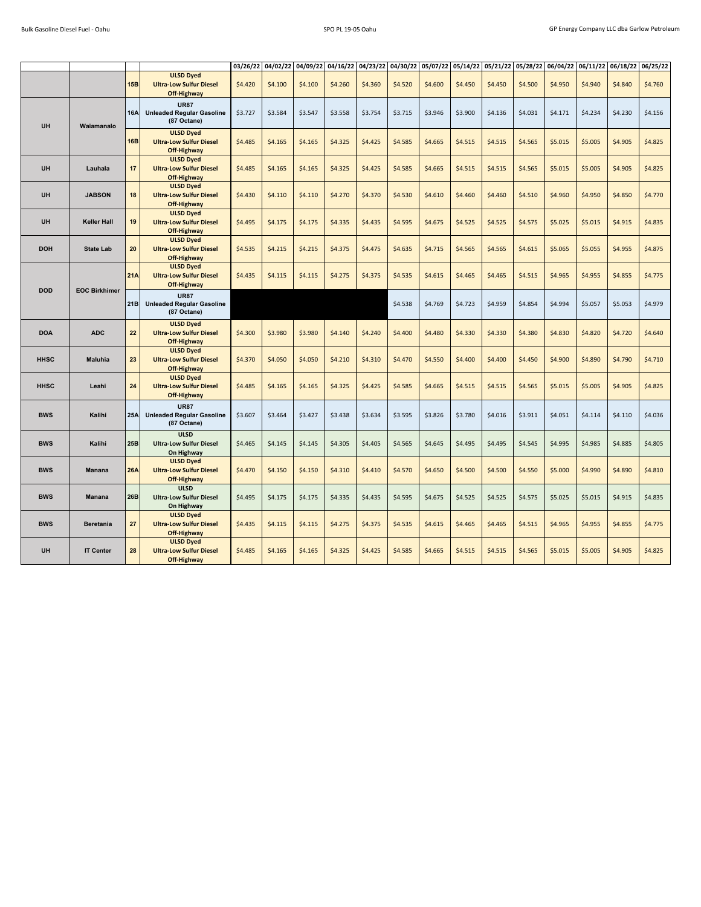| | | | | 03/26/22 | 04/02/22 | 04/09/22 | 04/16/22 | 04/23/22 | 04/30/22 | 05/07/22 | 05/14/22 | 05/21/22 | 05/28/22 | 06/04/22 | 06/11/22 | 06/18/22 | 06/25/22 |
|---|---|---|---|---|---|---|---|---|---|---|---|---|---|---|---|---|---|
| | | 15B | **ULSD Dyed Ultra-Low Sulfur Diesel Off-Highway** | $4.420 | $4.100 | $4.100 | $4.260 | $4.360 | $4.520 | $4.600 | $4.450 | $4.450 | $4.500 | $4.950 | $4.940 | $4.840 | $4.760 |
| **UH** | **Waiamanalo** | 16A | **UR87 Unleaded Regular Gasoline (87 Octane)** | $3.727 | $3.584 | $3.547 | $3.558 | $3.754 | $3.715 | $3.946 | $3.900 | $4.136 | $4.031 | $4.171 | $4.234 | $4.230 | $4.156 |
| | | 16B | **ULSD Dyed Ultra-Low Sulfur Diesel Off-Highway** | $4.485 | $4.165 | $4.165 | $4.325 | $4.425 | $4.585 | $4.665 | $4.515 | $4.515 | $4.565 | $5.015 | $5.005 | $4.905 | $4.825 |
| **UH** | **Lauhala** | 17 | **ULSD Dyed Ultra-Low Sulfur Diesel Off-Highway** | $4.485 | $4.165 | $4.165 | $4.325 | $4.425 | $4.585 | $4.665 | $4.515 | $4.515 | $4.565 | $5.015 | $5.005 | $4.905 | $4.825 |
| **UH** | **JABSON** | 18 | **ULSD Dyed Ultra-Low Sulfur Diesel Off-Highway** | $4.430 | $4.110 | $4.110 | $4.270 | $4.370 | $4.530 | $4.610 | $4.460 | $4.460 | $4.510 | $4.960 | $4.950 | $4.850 | $4.770 |
| **UH** | **Keller Hall** | 19 | **ULSD Dyed Ultra-Low Sulfur Diesel Off-Highway** | $4.495 | $4.175 | $4.175 | $4.335 | $4.435 | $4.595 | $4.675 | $4.525 | $4.525 | $4.575 | $5.025 | $5.015 | $4.915 | $4.835 |
| **DOH** | **State Lab** | 20 | **ULSD Dyed Ultra-Low Sulfur Diesel Off-Highway** | $4.535 | $4.215 | $4.215 | $4.375 | $4.475 | $4.635 | $4.715 | $4.565 | $4.565 | $4.615 | $5.065 | $5.055 | $4.955 | $4.875 |
| **DOD** | **EOC Birkhimer** | 21A | **ULSD Dyed Ultra-Low Sulfur Diesel Off-Highway** | $4.435 | $4.115 | $4.115 | $4.275 | $4.375 | $4.535 | $4.615 | $4.465 | $4.465 | $4.515 | $4.965 | $4.955 | $4.855 | $4.775 |
| | | 21B | **UR87 Unleaded Regular Gasoline (87 Octane)** | | | | | | $4.538 | $4.769 | $4.723 | $4.959 | $4.854 | $4.994 | $5.057 | $5.053 | $4.979 |
| **DOA** | **ADC** | 22 | **ULSD Dyed Ultra-Low Sulfur Diesel Off-Highway** | $4.300 | $3.980 | $3.980 | $4.140 | $4.240 | $4.400 | $4.480 | $4.330 | $4.330 | $4.380 | $4.830 | $4.820 | $4.720 | $4.640 |
| **HHSC** | **Maluhia** | 23 | **ULSD Dyed Ultra-Low Sulfur Diesel Off-Highway** | $4.370 | $4.050 | $4.050 | $4.210 | $4.310 | $4.470 | $4.550 | $4.400 | $4.400 | $4.450 | $4.900 | $4.890 | $4.790 | $4.710 |
| **HHSC** | **Leahi** | 24 | **ULSD Dyed Ultra-Low Sulfur Diesel Off-Highway** | $4.485 | $4.165 | $4.165 | $4.325 | $4.425 | $4.585 | $4.665 | $4.515 | $4.515 | $4.565 | $5.015 | $5.005 | $4.905 | $4.825 |
| **BWS** | **Kalihi** | 25A | **UR87 Unleaded Regular Gasoline (87 Octane)** | $3.607 | $3.464 | $3.427 | $3.438 | $3.634 | $3.595 | $3.826 | $3.780 | $4.016 | $3.911 | $4.051 | $4.114 | $4.110 | $4.036 |
| **BWS** | **Kalihi** | 25B | **ULSD Ultra-Low Sulfur Diesel On Highway** | $4.465 | $4.145 | $4.145 | $4.305 | $4.405 | $4.565 | $4.645 | $4.495 | $4.495 | $4.545 | $4.995 | $4.985 | $4.885 | $4.805 |
| **BWS** | **Manana** | 26A | **ULSD Dyed Ultra-Low Sulfur Diesel Off-Highway** | $4.470 | $4.150 | $4.150 | $4.310 | $4.410 | $4.570 | $4.650 | $4.500 | $4.500 | $4.550 | $5.000 | $4.990 | $4.890 | $4.810 |
| **BWS** | **Manana** | 26B | **ULSD Ultra-Low Sulfur Diesel On Highway** | $4.495 | $4.175 | $4.175 | $4.335 | $4.435 | $4.595 | $4.675 | $4.525 | $4.525 | $4.575 | $5.025 | $5.015 | $4.915 | $4.835 |
| **BWS** | **Beretania** | 27 | **ULSD Dyed Ultra-Low Sulfur Diesel Off-Highway** | $4.435 | $4.115 | $4.115 | $4.275 | $4.375 | $4.535 | $4.615 | $4.465 | $4.465 | $4.515 | $4.965 | $4.955 | $4.855 | $4.775 |
| **UH** | **IT Center** | 28 | **ULSD Dyed Ultra-Low Sulfur Diesel Off-Highway** | $4.485 | $4.165 | $4.165 | $4.325 | $4.425 | $4.585 | $4.665 | $4.515 | $4.515 | $4.565 | $5.015 | $5.005 | $4.905 | $4.825 |